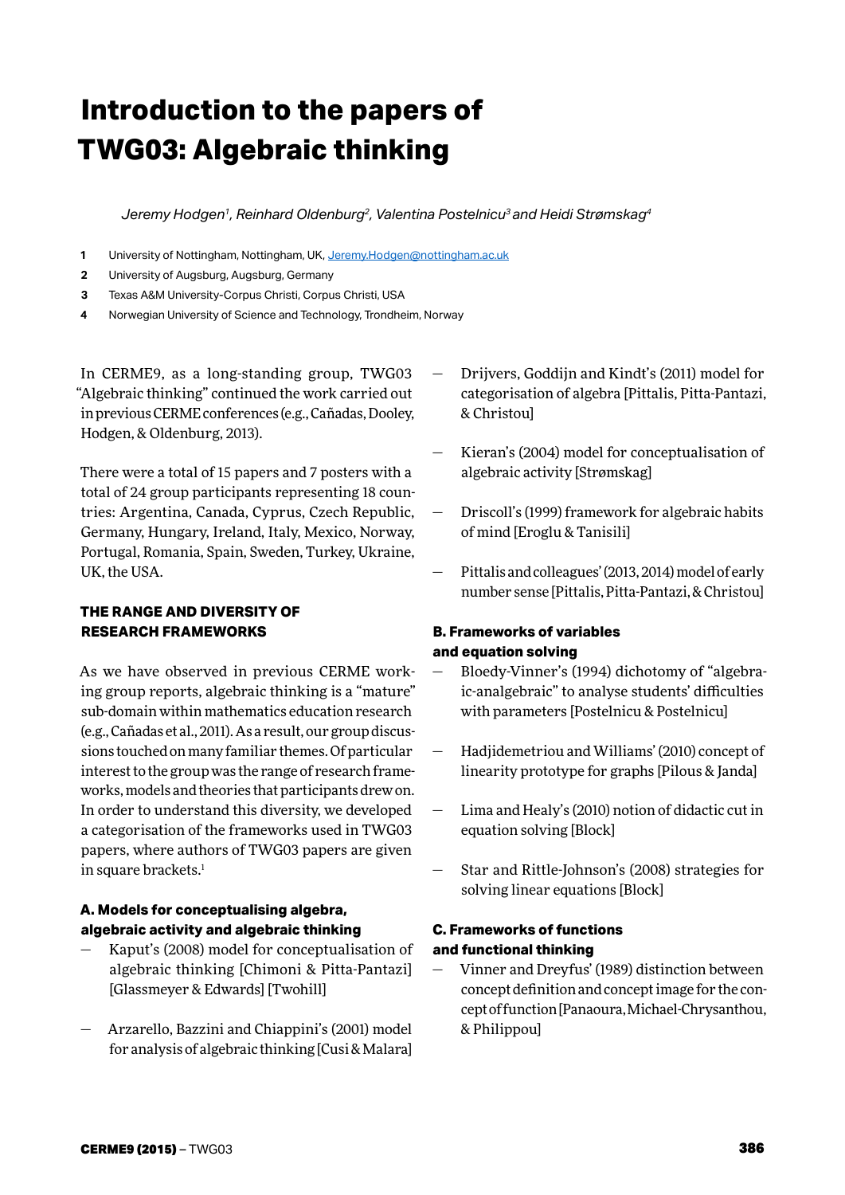# Introduction to the papers of TWG03: Algebraic thinking

*Jeremy Hodgen[1], Reinhard Oldenburg[2], Valentina Postelnicu[3] and Heidi Strømskag[4]*

1. University of Nottingham, Nottingham, UK, Jeremy.Hodgen@nottingham.ac.uk
2. University of Augsburg, Augsburg, Germany
3. Texas A&M University-Corpus Christi, Corpus Christi, USA
4. Norwegian University of Science and Technology, Trondheim, Norway

In CERME9, as a long-standing group, TWG03 "Algebraic thinking" continued the work carried out in previous CERME conferences (e.g., Cañadas, Dooley, Hodgen, & Oldenburg, 2013).

There were a total of 15 papers and 7 posters with a total of 24 group participants representing 18 countries: Argentina, Canada, Cyprus, Czech Republic, Germany, Hungary, Ireland, Italy, Mexico, Norway, Portugal, Romania, Spain, Sweden, Turkey, Ukraine, UK, the USA.

## THE RANGE AND DIVERSITY OF RESEARCH FRAMEWORKS

As we have observed in previous CERME working group reports, algebraic thinking is a "mature" sub-domain within mathematics education research (e.g., Cañadas et al., 2011). As a result, our group discussions touched on many familiar themes. Of particular interest to the group was the range of research frameworks, models and theories that participants drew on. In order to understand this diversity, we developed a categorisation of the frameworks used in TWG03 papers, where authors of TWG03 papers are given in square brackets.[1]

### A. Models for conceptualising algebra, algebraic activity and algebraic thinking

— Kaput's (2008) model for conceptualisation of algebraic thinking [Chimoni & Pitta-Pantazi] [Glassmeyer & Edwards] [Twohill]

— Arzarello, Bazzini and Chiappini's (2001) model for analysis of algebraic thinking [Cusi & Malara]

— Drijvers, Goddijn and Kindt's (2011) model for categorisation of algebra [Pittalis, Pitta-Pantazi, & Christou]

— Kieran's (2004) model for conceptualisation of algebraic activity [Strømskag]

— Driscoll's (1999) framework for algebraic habits of mind [Eroglu & Tanisili]

— Pittalis and colleagues' (2013, 2014) model of early number sense [Pittalis, Pitta-Pantazi, & Christou]

### B. Frameworks of variables and equation solving

— Bloedy-Vinner's (1994) dichotomy of "algebraic-analgebraic" to analyse students' difficulties with parameters [Postelnicu & Postelnicu]

— Hadjidemetriou and Williams' (2010) concept of linearity prototype for graphs [Pilous & Janda]

— Lima and Healy's (2010) notion of didactic cut in equation solving [Block]

— Star and Rittle-Johnson's (2008) strategies for solving linear equations [Block]

### C. Frameworks of functions and functional thinking

— Vinner and Dreyfus' (1989) distinction between concept definition and concept image for the concept of function [Panaoura, Michael-Chrysanthou, & Philippou]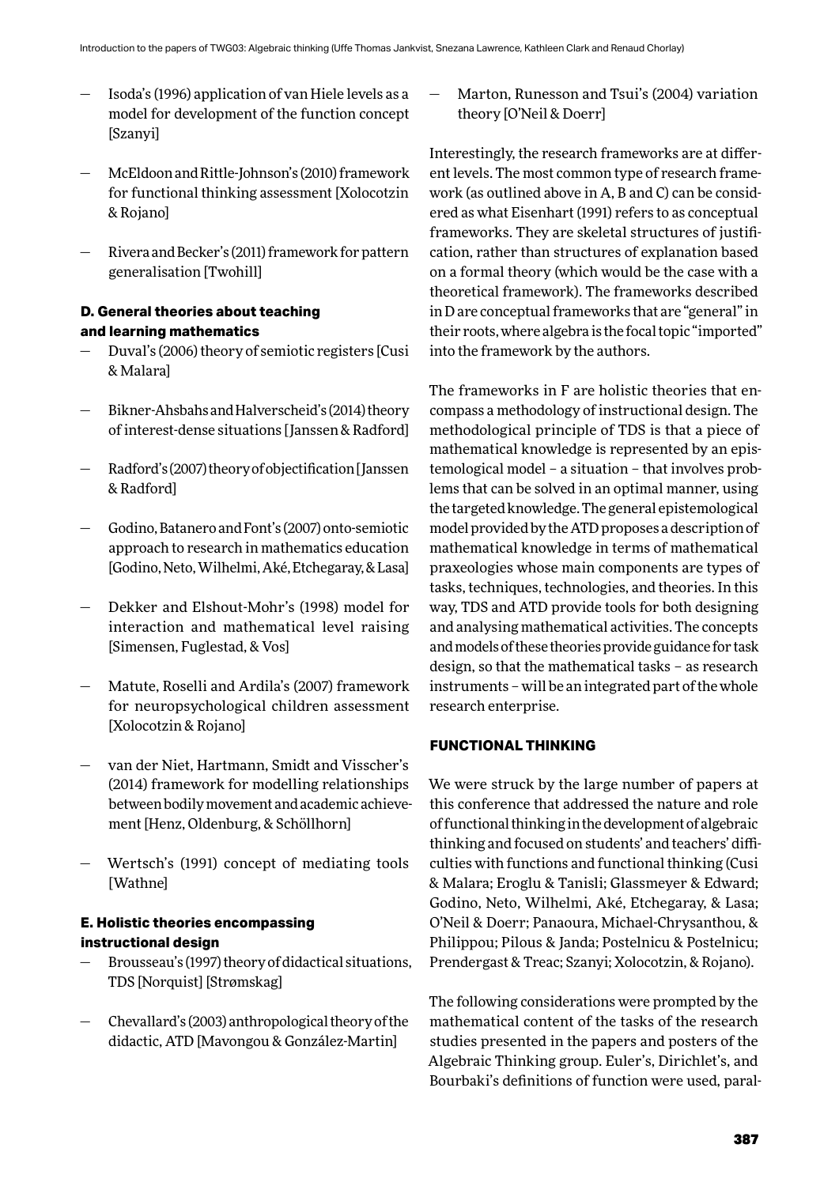- Isoda's (1996) application of van Hiele levels as a model for development of the function concept [Szanyi]
- McEldoon and Rittle-Johnson's (2010) framework for functional thinking assessment [Xolocotzin & Rojano]
- Rivera and Becker's (2011) framework for pattern generalisation [Twohill]

**D. General theories about teaching and learning mathematics**

- Duval's (2006) theory of semiotic registers [Cusi & Malara]
- Bikner-Ahsbahs and Halverscheid's (2014) theory of interest-dense situations [Janssen & Radford]
- Radford's (2007) theory of objectification [Janssen & Radford]
- Godino, Batanero and Font's (2007) onto-semiotic approach to research in mathematics education [Godino, Neto, Wilhelmi, Aké, Etchegaray, & Lasa]
- Dekker and Elshout-Mohr's (1998) model for interaction and mathematical level raising [Simensen, Fuglestad, & Vos]
- Matute, Roselli and Ardila's (2007) framework for neuropsychological children assessment [Xolocotzin & Rojano]
- van der Niet, Hartmann, Smidt and Visscher's (2014) framework for modelling relationships between bodily movement and academic achievement [Henz, Oldenburg, & Schöllhorn]
- Wertsch's (1991) concept of mediating tools [Wathne]

**E. Holistic theories encompassing instructional design**

- Brousseau's (1997) theory of didactical situations, TDS [Norquist] [Strømskag]
- Chevallard's (2003) anthropological theory of the didactic, ATD [Mavongou & González-Martin]
- Marton, Runesson and Tsui's (2004) variation theory [O'Neil & Doerr]

Interestingly, the research frameworks are at different levels. The most common type of research framework (as outlined above in A, B and C) can be considered as what Eisenhart (1991) refers to as conceptual frameworks. They are skeletal structures of justification, rather than structures of explanation based on a formal theory (which would be the case with a theoretical framework). The frameworks described in D are conceptual frameworks that are "general" in their roots, where algebra is the focal topic "imported" into the framework by the authors.

The frameworks in F are holistic theories that encompass a methodology of instructional design. The methodological principle of TDS is that a piece of mathematical knowledge is represented by an epistemological model – a situation – that involves problems that can be solved in an optimal manner, using the targeted knowledge. The general epistemological model provided by the ATD proposes a description of mathematical knowledge in terms of mathematical praxeologies whose main components are types of tasks, techniques, technologies, and theories. In this way, TDS and ATD provide tools for both designing and analysing mathematical activities. The concepts and models of these theories provide guidance for task design, so that the mathematical tasks – as research instruments – will be an integrated part of the whole research enterprise.

## FUNCTIONAL THINKING

We were struck by the large number of papers at this conference that addressed the nature and role of functional thinking in the development of algebraic thinking and focused on students' and teachers' difficulties with functions and functional thinking (Cusi & Malara; Eroglu & Tanisli; Glassmeyer & Edward; Godino, Neto, Wilhelmi, Aké, Etchegaray, & Lasa; O'Neil & Doerr; Panaoura, Michael-Chrysanthou, & Philippou; Pilous & Janda; Postelnicu & Postelnicu; Prendergast & Treac; Szanyi; Xolocotzin, & Rojano).

The following considerations were prompted by the mathematical content of the tasks of the research studies presented in the papers and posters of the Algebraic Thinking group. Euler's, Dirichlet's, and Bourbaki's definitions of function were used, paral-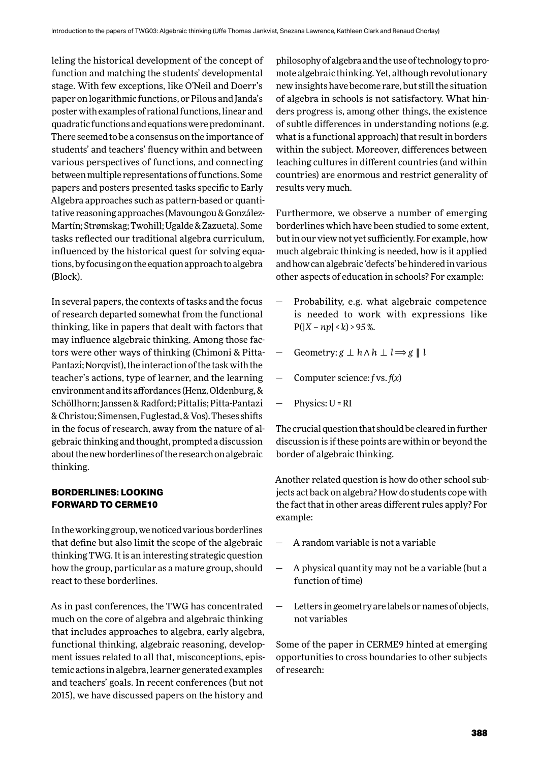leling the historical development of the concept of function and matching the students' developmental stage. With few exceptions, like O'Neil and Doerr's paper on logarithmic functions, or Pilous and Janda's poster with examples of rational functions, linear and quadratic functions and equations were predominant. There seemed to be a consensus on the importance of students' and teachers' fluency within and between various perspectives of functions, and connecting between multiple representations of functions. Some papers and posters presented tasks specific to Early Algebra approaches such as pattern-based or quantitative reasoning approaches (Mavoungou & González-Martín; Strømskag; Twohill; Ugalde & Zazueta). Some tasks reflected our traditional algebra curriculum, influenced by the historical quest for solving equations, by focusing on the equation approach to algebra (Block).

In several papers, the contexts of tasks and the focus of research departed somewhat from the functional thinking, like in papers that dealt with factors that may influence algebraic thinking. Among those factors were other ways of thinking (Chimoni & Pitta-Pantazi; Norqvist), the interaction of the task with the teacher's actions, type of learner, and the learning environment and its affordances (Henz, Oldenburg, & Schöllhorn; Janssen & Radford; Pittalis; Pitta-Pantazi & Christou; Simensen, Fuglestad, & Vos). Theses shifts in the focus of research, away from the nature of algebraic thinking and thought, prompted a discussion about the new borderlines of the research on algebraic thinking.

## BORDERLINES: LOOKING FORWARD TO CERME10

In the working group, we noticed various borderlines that define but also limit the scope of the algebraic thinking TWG. It is an interesting strategic question how the group, particular as a mature group, should react to these borderlines.

As in past conferences, the TWG has concentrated much on the core of algebra and algebraic thinking that includes approaches to algebra, early algebra, functional thinking, algebraic reasoning, development issues related to all that, misconceptions, epistemic actions in algebra, learner generated examples and teachers' goals. In recent conferences (but not 2015), we have discussed papers on the history and philosophy of algebra and the use of technology to promote algebraic thinking. Yet, although revolutionary new insights have become rare, but still the situation of algebra in schools is not satisfactory. What hinders progress is, among other things, the existence of subtle differences in understanding notions (e.g. what is a functional approach) that result in borders within the subject. Moreover, differences between teaching cultures in different countries (and within countries) are enormous and restrict generality of results very much.

Furthermore, we observe a number of emerging borderlines which have been studied to some extent, but in our view not yet sufficiently. For example, how much algebraic thinking is needed, how is it applied and how can algebraic 'defects' be hindered in various other aspects of education in schools? For example:

- Probability, e.g. what algebraic competence is needed to work with expressions like $P(|X - np| < k) > 95\,\%$.
- Geometry: $g \perp h \wedge h \perp l \Longrightarrow g \parallel l$
- Computer science: $f$ vs. $f(x)$
- Physics: $U = RI$

The crucial question that should be cleared in further discussion is if these points are within or beyond the border of algebraic thinking.

Another related question is how do other school subjects act back on algebra? How do students cope with the fact that in other areas different rules apply? For example:

- A random variable is not a variable
- A physical quantity may not be a variable (but a function of time)
- Letters in geometry are labels or names of objects, not variables

Some of the paper in CERME9 hinted at emerging opportunities to cross boundaries to other subjects of research: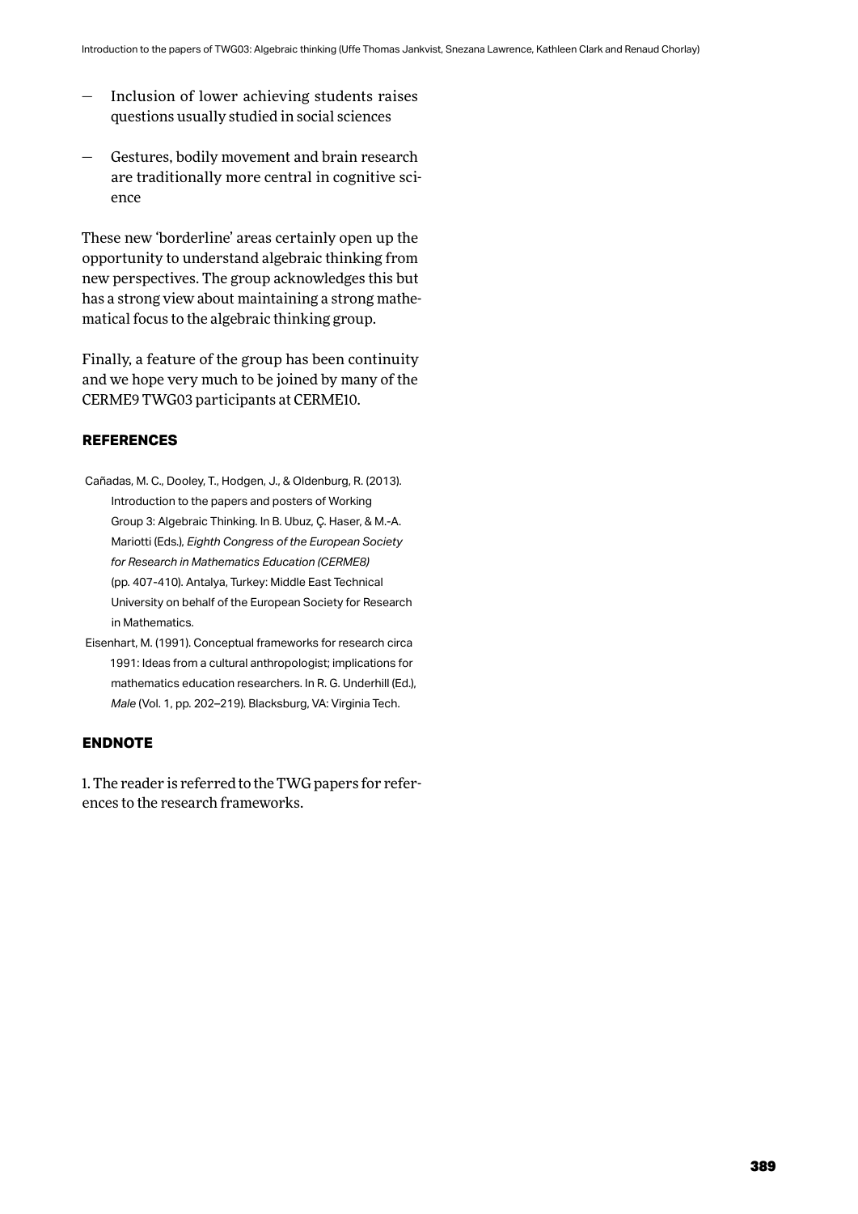- Inclusion of lower achieving students raises questions usually studied in social sciences
- Gestures, bodily movement and brain research are traditionally more central in cognitive science

These new 'borderline' areas certainly open up the opportunity to understand algebraic thinking from new perspectives. The group acknowledges this but has a strong view about maintaining a strong mathematical focus to the algebraic thinking group.

Finally, a feature of the group has been continuity and we hope very much to be joined by many of the CERME9 TWG03 participants at CERME10.

## REFERENCES

Cañadas, M. C., Dooley, T., Hodgen, J., & Oldenburg, R. (2013). Introduction to the papers and posters of Working Group 3: Algebraic Thinking. In B. Ubuz, Ç. Haser, & M.-A. Mariotti (Eds.), *Eighth Congress of the European Society for Research in Mathematics Education (CERME8)* (pp. 407-410). Antalya, Turkey: Middle East Technical University on behalf of the European Society for Research in Mathematics.

Eisenhart, M. (1991). Conceptual frameworks for research circa 1991: Ideas from a cultural anthropologist; implications for mathematics education researchers. In R. G. Underhill (Ed.), *Male* (Vol. 1, pp. 202–219). Blacksburg, VA: Virginia Tech.

## ENDNOTE

1. The reader is referred to the TWG papers for references to the research frameworks.